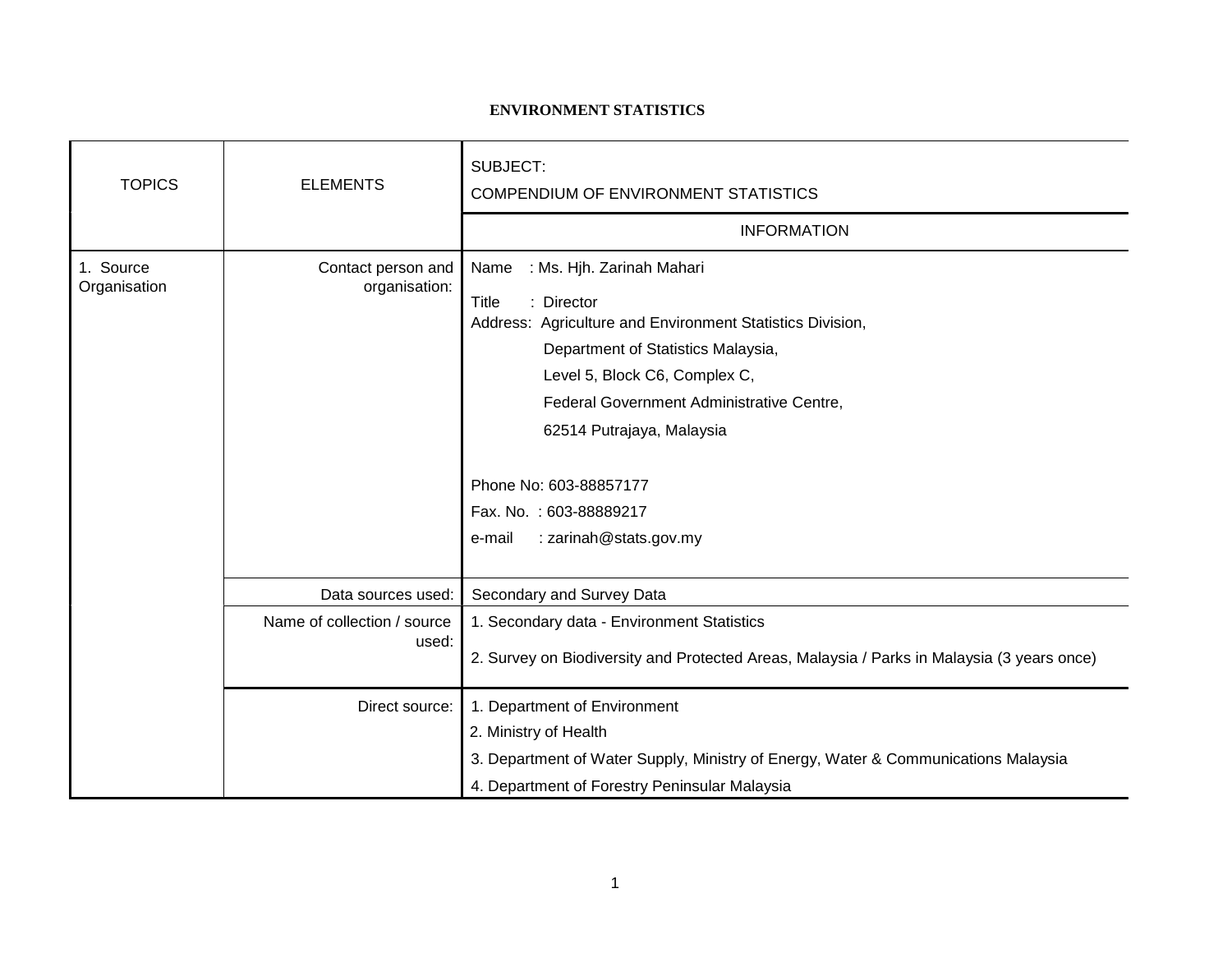# ENVIRONMENT STATISTICS

| TOPICS | ELEMENTS | SUBJECT:<br>COMPENDIUM OF ENVIRONMENT STATISTICS |
|---|---|---|
| | | INFORMATION |
| 1. Source Organisation | Contact person and organisation: | Name : Ms. Hjh. Zarinah Mahari<br>Title : Director<br>Address: Agriculture and Environment Statistics Division,<br>Department of Statistics Malaysia,<br>Level 5, Block C6, Complex C,<br>Federal Government Administrative Centre,<br>62514 Putrajaya, Malaysia<br><br>Phone No: 603-88857177<br>Fax. No. : 603-88889217<br>e-mail : zarinah@stats.gov.my |
| | Data sources used: | Secondary and Survey Data |
| | Name of collection / source used: | 1. Secondary data - Environment Statistics<br>2. Survey on Biodiversity and Protected Areas, Malaysia / Parks in Malaysia (3 years once) |
| | Direct source: | 1. Department of Environment<br>2. Ministry of Health<br>3. Department of Water Supply, Ministry of Energy, Water & Communications Malaysia<br>4. Department of Forestry Peninsular Malaysia |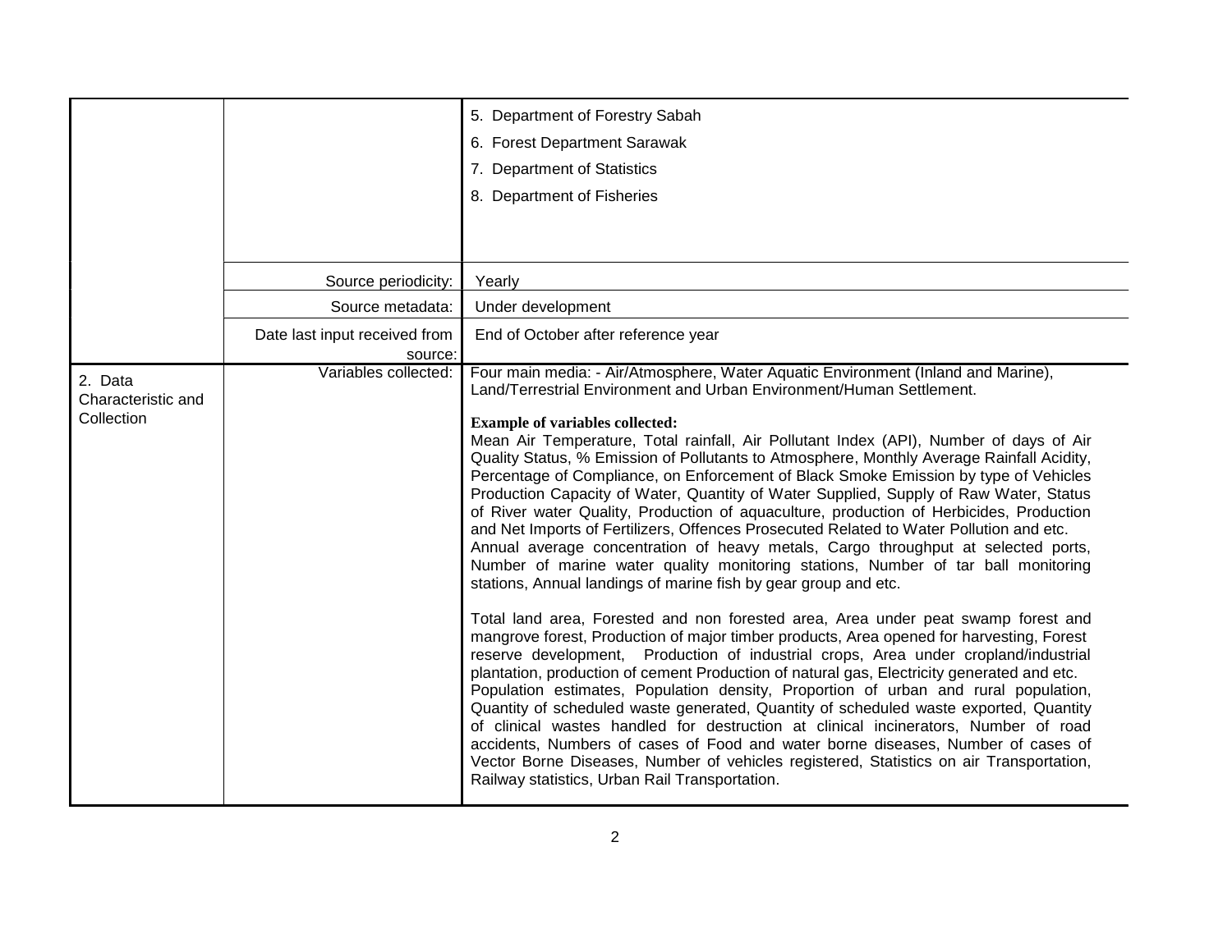| | | |
|---|---|---|
| | | 5. Department of Forestry Sabah<br>6. Forest Department Sarawak<br>7. Department of Statistics<br>8. Department of Fisheries |
| | Source periodicity: | Yearly |
| | Source metadata: | Under development |
| | Date last input received from source: | End of October after reference year |
| 2. Data Characteristic and Collection | Variables collected: | Four main media: - Air/Atmosphere, Water Aquatic Environment (Inland and Marine), Land/Terrestrial Environment and Urban Environment/Human Settlement.<br><br>**Example of variables collected:**<br>Mean Air Temperature, Total rainfall, Air Pollutant Index (API), Number of days of Air Quality Status, % Emission of Pollutants to Atmosphere, Monthly Average Rainfall Acidity, Percentage of Compliance, on Enforcement of Black Smoke Emission by type of Vehicles Production Capacity of Water, Quantity of Water Supplied, Supply of Raw Water, Status of River water Quality, Production of aquaculture, production of Herbicides, Production and Net Imports of Fertilizers, Offences Prosecuted Related to Water Pollution and etc.<br>Annual average concentration of heavy metals, Cargo throughput at selected ports, Number of marine water quality monitoring stations, Number of tar ball monitoring stations, Annual landings of marine fish by gear group and etc.<br><br>Total land area, Forested and non forested area, Area under peat swamp forest and mangrove forest, Production of major timber products, Area opened for harvesting, Forest reserve development, Production of industrial crops, Area under cropland/industrial plantation, production of cement Production of natural gas, Electricity generated and etc.<br>Population estimates, Population density, Proportion of urban and rural population, Quantity of scheduled waste generated, Quantity of scheduled waste exported, Quantity of clinical wastes handled for destruction at clinical incinerators, Number of road accidents, Numbers of cases of Food and water borne diseases, Number of cases of Vector Borne Diseases, Number of vehicles registered, Statistics on air Transportation, Railway statistics, Urban Rail Transportation. |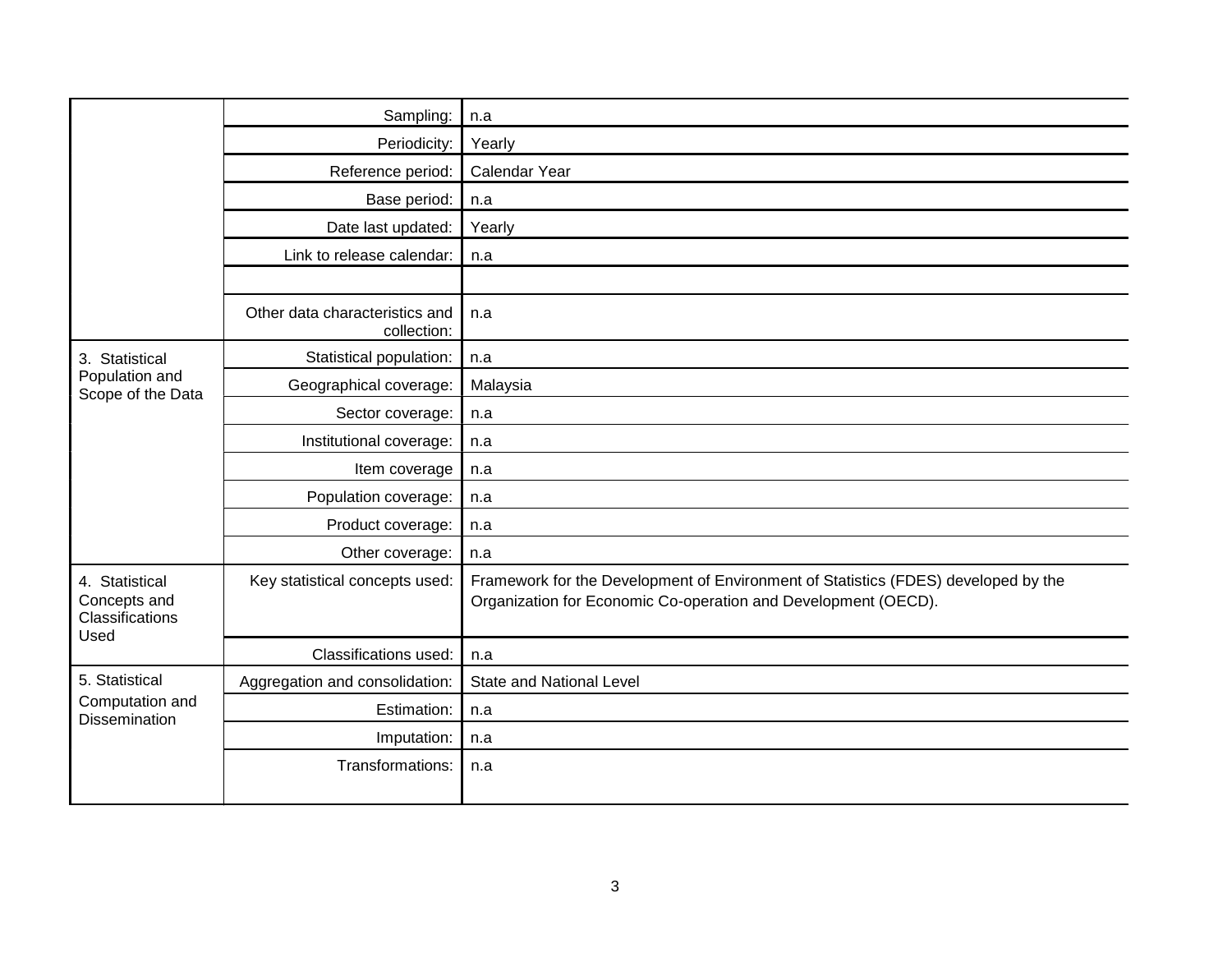| | | |
|---|---|---|
| | Sampling: | n.a |
| | Periodicity: | Yearly |
| | Reference period: | Calendar Year |
| | Base period: | n.a |
| | Date last updated: | Yearly |
| | Link to release calendar: | n.a |
| | | |
| | Other data characteristics and collection: | n.a |
| 3. Statistical Population and Scope of the Data | Statistical population: | n.a |
| | Geographical coverage: | Malaysia |
| | Sector coverage: | n.a |
| | Institutional coverage: | n.a |
| | Item coverage | n.a |
| | Population coverage: | n.a |
| | Product coverage: | n.a |
| | Other coverage: | n.a |
| 4. Statistical Concepts and Classifications Used | Key statistical concepts used: | Framework for the Development of Environment of Statistics (FDES) developed by the Organization for Economic Co-operation and Development (OECD). |
| | Classifications used: | n.a |
| 5. Statistical Computation and Dissemination | Aggregation and consolidation: | State and National Level |
| | Estimation: | n.a |
| | Imputation: | n.a |
| | Transformations: | n.a |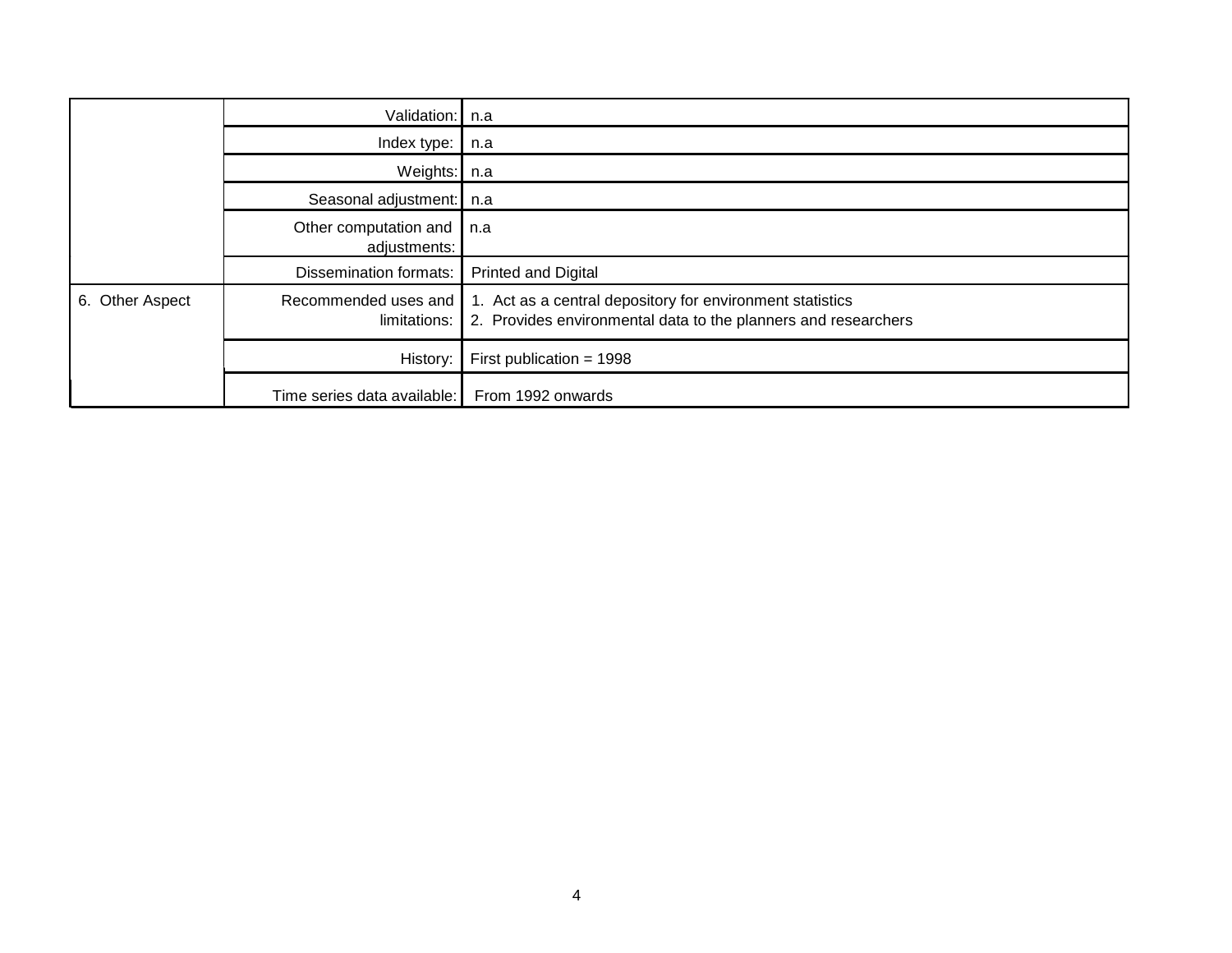| | | |
|---|---|---|
| | Validation: | n.a |
| | Index type: | n.a |
| | Weights: | n.a |
| | Seasonal adjustment: | n.a |
| | Other computation and adjustments: | n.a |
| | Dissemination formats: | Printed and Digital |
| 6. Other Aspect | Recommended uses and limitations: | 1. Act as a central depository for environment statistics<br>2. Provides environmental data to the planners and researchers |
| | History: | First publication = 1998 |
| | Time series data available: | From 1992 onwards |